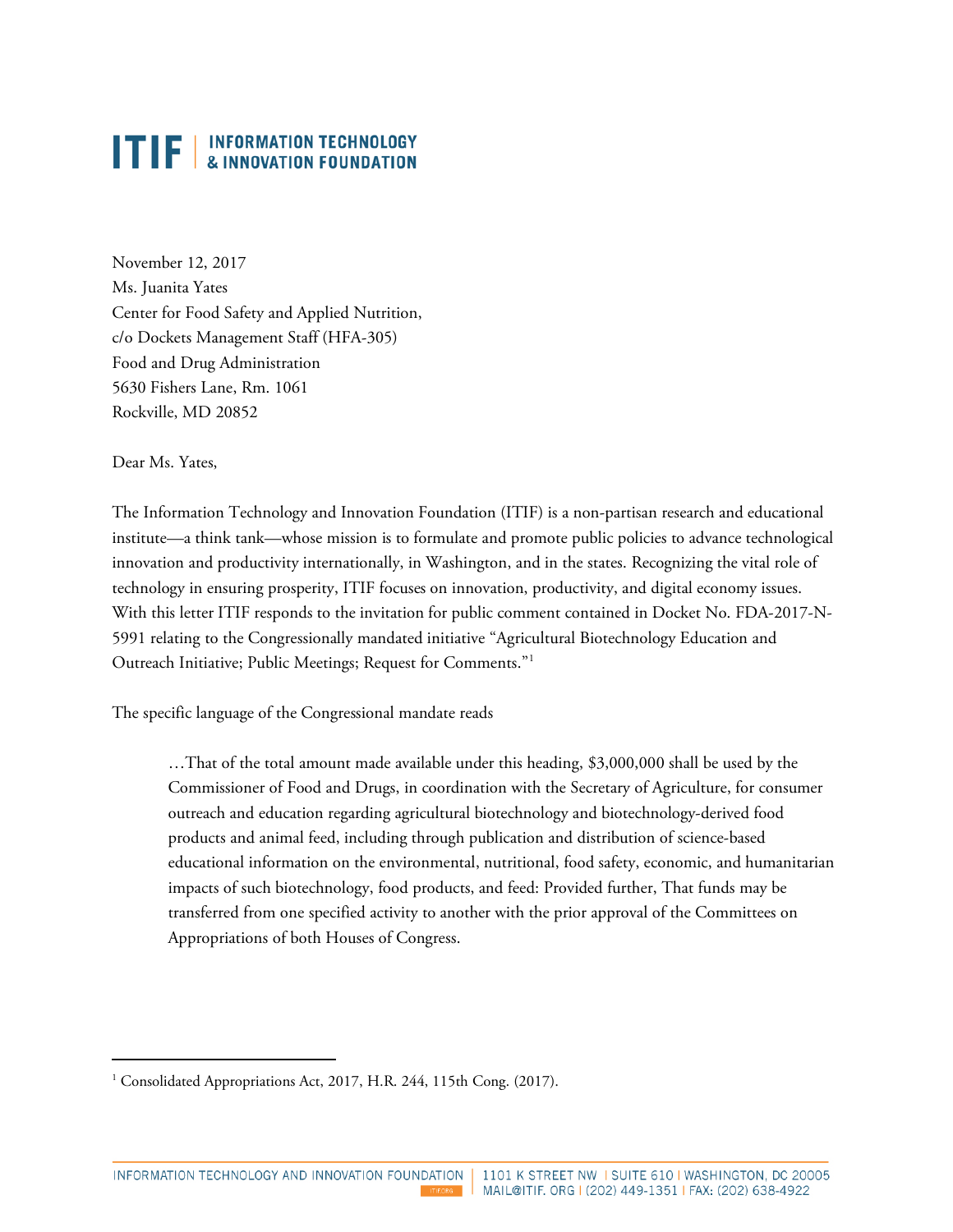# ITIF | INFORMATION TECHNOLOGY & INNOVATION FOUNDATION

November 12, 2017
Ms. Juanita Yates
Center for Food Safety and Applied Nutrition,
c/o Dockets Management Staff (HFA-305)
Food and Drug Administration
5630 Fishers Lane, Rm. 1061
Rockville, MD 20852

Dear Ms. Yates,

The Information Technology and Innovation Foundation (ITIF) is a non-partisan research and educational institute—a think tank—whose mission is to formulate and promote public policies to advance technological innovation and productivity internationally, in Washington, and in the states. Recognizing the vital role of technology in ensuring prosperity, ITIF focuses on innovation, productivity, and digital economy issues. With this letter ITIF responds to the invitation for public comment contained in Docket No. FDA-2017-N-5991 relating to the Congressionally mandated initiative "Agricultural Biotechnology Education and Outreach Initiative; Public Meetings; Request for Comments."[1]

The specific language of the Congressional mandate reads

> …That of the total amount made available under this heading, $3,000,000 shall be used by the Commissioner of Food and Drugs, in coordination with the Secretary of Agriculture, for consumer outreach and education regarding agricultural biotechnology and biotechnology-derived food products and animal feed, including through publication and distribution of science-based educational information on the environmental, nutritional, food safety, economic, and humanitarian impacts of such biotechnology, food products, and feed: Provided further, That funds may be transferred from one specified activity to another with the prior approval of the Committees on Appropriations of both Houses of Congress.

[1] Consolidated Appropriations Act, 2017, H.R. 244, 115th Cong. (2017).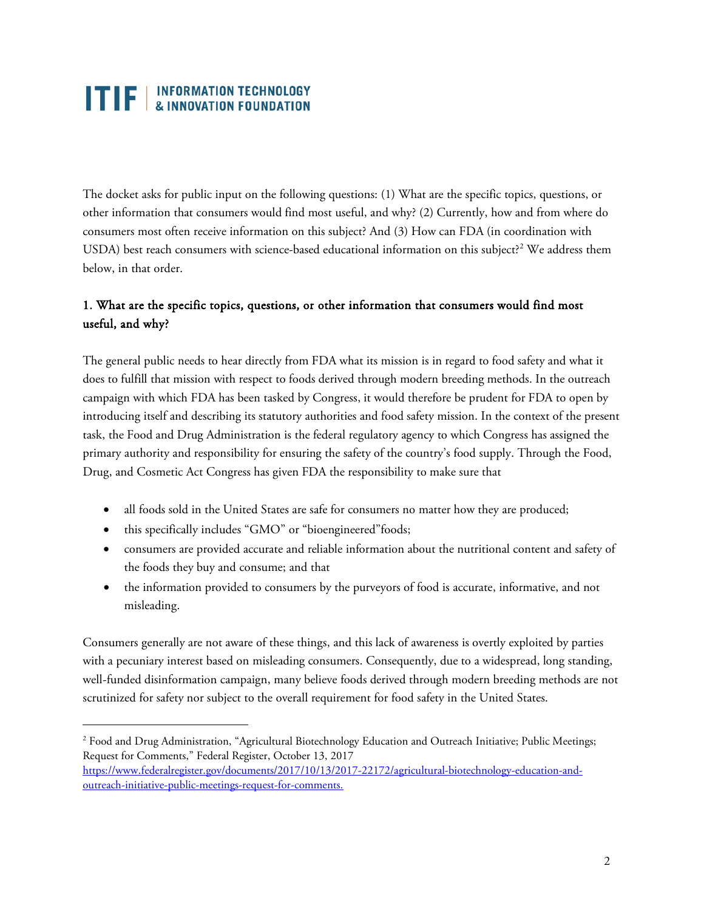The docket asks for public input on the following questions: (1) What are the specific topics, questions, or other information that consumers would find most useful, and why? (2) Currently, how and from where do consumers most often receive information on this subject? And (3) How can FDA (in coordination with USDA) best reach consumers with science-based educational information on this subject?[2] We address them below, in that order.

## 1. What are the specific topics, questions, or other information that consumers would find most useful, and why?

The general public needs to hear directly from FDA what its mission is in regard to food safety and what it does to fulfill that mission with respect to foods derived through modern breeding methods. In the outreach campaign with which FDA has been tasked by Congress, it would therefore be prudent for FDA to open by introducing itself and describing its statutory authorities and food safety mission. In the context of the present task, the Food and Drug Administration is the federal regulatory agency to which Congress has assigned the primary authority and responsibility for ensuring the safety of the country's food supply. Through the Food, Drug, and Cosmetic Act Congress has given FDA the responsibility to make sure that

- all foods sold in the United States are safe for consumers no matter how they are produced;
- this specifically includes "GMO" or "bioengineered"foods;
- consumers are provided accurate and reliable information about the nutritional content and safety of the foods they buy and consume; and that
- the information provided to consumers by the purveyors of food is accurate, informative, and not misleading.

Consumers generally are not aware of these things, and this lack of awareness is overtly exploited by parties with a pecuniary interest based on misleading consumers. Consequently, due to a widespread, long standing, well-funded disinformation campaign, many believe foods derived through modern breeding methods are not scrutinized for safety nor subject to the overall requirement for food safety in the United States.

[2] Food and Drug Administration, "Agricultural Biotechnology Education and Outreach Initiative; Public Meetings; Request for Comments," Federal Register, October 13, 2017 https://www.federalregister.gov/documents/2017/10/13/2017-22172/agricultural-biotechnology-education-and-outreach-initiative-public-meetings-request-for-comments.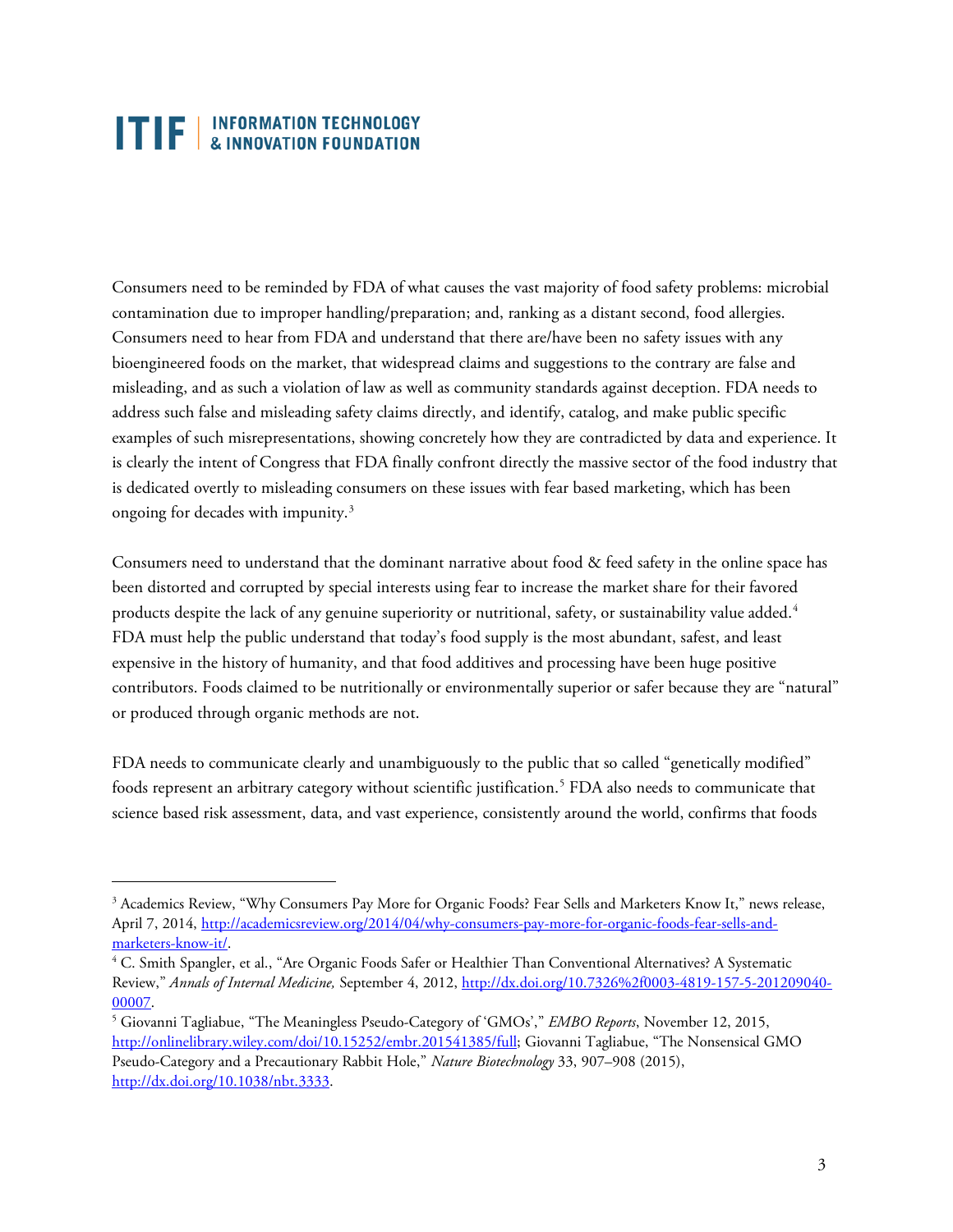Consumers need to be reminded by FDA of what causes the vast majority of food safety problems: microbial contamination due to improper handling/preparation; and, ranking as a distant second, food allergies. Consumers need to hear from FDA and understand that there are/have been no safety issues with any bioengineered foods on the market, that widespread claims and suggestions to the contrary are false and misleading, and as such a violation of law as well as community standards against deception. FDA needs to address such false and misleading safety claims directly, and identify, catalog, and make public specific examples of such misrepresentations, showing concretely how they are contradicted by data and experience. It is clearly the intent of Congress that FDA finally confront directly the massive sector of the food industry that is dedicated overtly to misleading consumers on these issues with fear based marketing, which has been ongoing for decades with impunity.[3]

Consumers need to understand that the dominant narrative about food & feed safety in the online space has been distorted and corrupted by special interests using fear to increase the market share for their favored products despite the lack of any genuine superiority or nutritional, safety, or sustainability value added.[4] FDA must help the public understand that today's food supply is the most abundant, safest, and least expensive in the history of humanity, and that food additives and processing have been huge positive contributors. Foods claimed to be nutritionally or environmentally superior or safer because they are "natural" or produced through organic methods are not.

FDA needs to communicate clearly and unambiguously to the public that so called "genetically modified" foods represent an arbitrary category without scientific justification.[5] FDA also needs to communicate that science based risk assessment, data, and vast experience, consistently around the world, confirms that foods

---

[3] Academics Review, "Why Consumers Pay More for Organic Foods? Fear Sells and Marketers Know It," news release, April 7, 2014, http://academicsreview.org/2014/04/why-consumers-pay-more-for-organic-foods-fear-sells-and-marketers-know-it/.

[4] C. Smith Spangler, et al., "Are Organic Foods Safer or Healthier Than Conventional Alternatives? A Systematic Review," *Annals of Internal Medicine,* September 4, 2012, http://dx.doi.org/10.7326%2f0003-4819-157-5-201209040-00007.

[5] Giovanni Tagliabue, "The Meaningless Pseudo-Category of 'GMOs'," *EMBO Reports*, November 12, 2015, http://onlinelibrary.wiley.com/doi/10.15252/embr.201541385/full; Giovanni Tagliabue, "The Nonsensical GMO Pseudo-Category and a Precautionary Rabbit Hole," *Nature Biotechnology* 33, 907–908 (2015), http://dx.doi.org/10.1038/nbt.3333.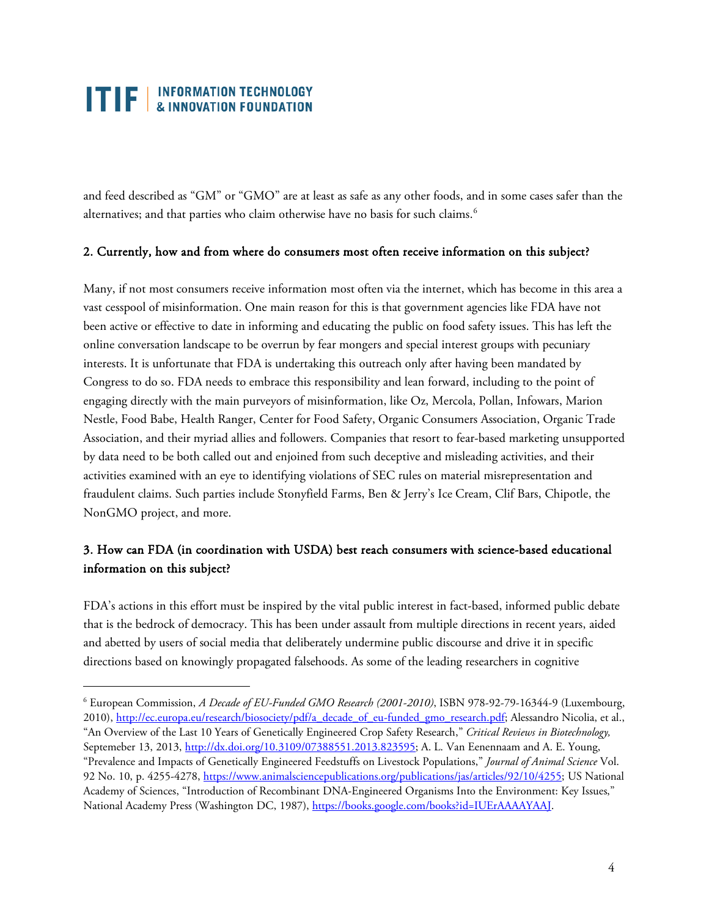and feed described as "GM" or "GMO" are at least as safe as any other foods, and in some cases safer than the alternatives; and that parties who claim otherwise have no basis for such claims.[6]

## 2. Currently, how and from where do consumers most often receive information on this subject?

Many, if not most consumers receive information most often via the internet, which has become in this area a vast cesspool of misinformation. One main reason for this is that government agencies like FDA have not been active or effective to date in informing and educating the public on food safety issues. This has left the online conversation landscape to be overrun by fear mongers and special interest groups with pecuniary interests. It is unfortunate that FDA is undertaking this outreach only after having been mandated by Congress to do so. FDA needs to embrace this responsibility and lean forward, including to the point of engaging directly with the main purveyors of misinformation, like Oz, Mercola, Pollan, Infowars, Marion Nestle, Food Babe, Health Ranger, Center for Food Safety, Organic Consumers Association, Organic Trade Association, and their myriad allies and followers. Companies that resort to fear-based marketing unsupported by data need to be both called out and enjoined from such deceptive and misleading activities, and their activities examined with an eye to identifying violations of SEC rules on material misrepresentation and fraudulent claims. Such parties include Stonyfield Farms, Ben & Jerry's Ice Cream, Clif Bars, Chipotle, the NonGMO project, and more.

## 3. How can FDA (in coordination with USDA) best reach consumers with science-based educational information on this subject?

FDA's actions in this effort must be inspired by the vital public interest in fact-based, informed public debate that is the bedrock of democracy. This has been under assault from multiple directions in recent years, aided and abetted by users of social media that deliberately undermine public discourse and drive it in specific directions based on knowingly propagated falsehoods. As some of the leading researchers in cognitive

---

[6] European Commission, *A Decade of EU-Funded GMO Research (2001-2010)*, ISBN 978-92-79-16344-9 (Luxembourg, 2010), http://ec.europa.eu/research/biosociety/pdf/a_decade_of_eu-funded_gmo_research.pdf; Alessandro Nicolia, et al., "An Overview of the Last 10 Years of Genetically Engineered Crop Safety Research," *Critical Reviews in Biotechnology,* Septemeber 13, 2013, http://dx.doi.org/10.3109/07388551.2013.823595; A. L. Van Eenennaam and A. E. Young, "Prevalence and Impacts of Genetically Engineered Feedstuffs on Livestock Populations," *Journal of Animal Science* Vol. 92 No. 10, p. 4255-4278, https://www.animalsciencepublications.org/publications/jas/articles/92/10/4255; US National Academy of Sciences, "Introduction of Recombinant DNA-Engineered Organisms Into the Environment: Key Issues," National Academy Press (Washington DC, 1987), https://books.google.com/books?id=IUErAAAAYAAJ.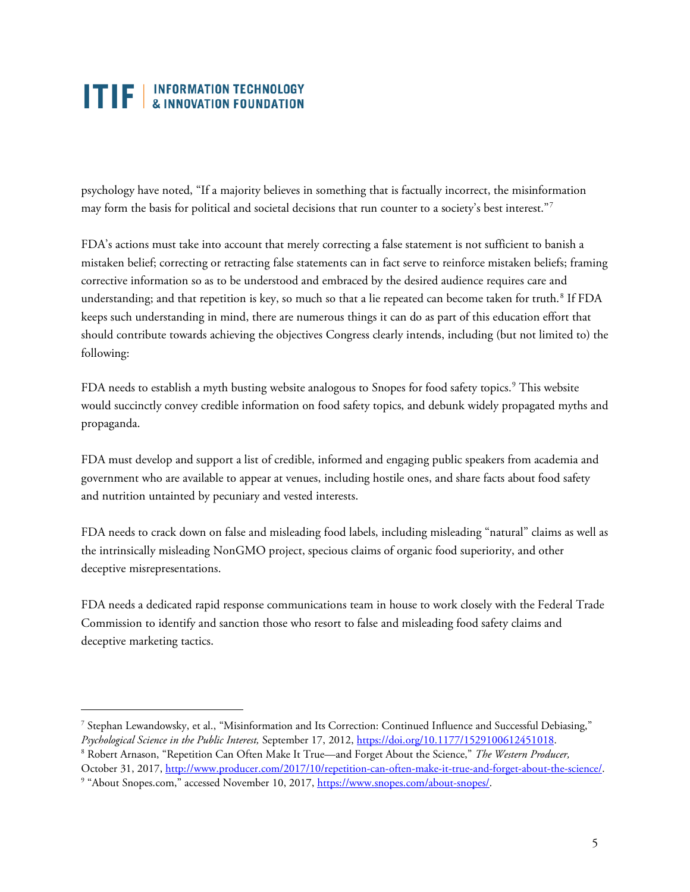psychology have noted, "If a majority believes in something that is factually incorrect, the misinformation may form the basis for political and societal decisions that run counter to a society's best interest."[7]

FDA's actions must take into account that merely correcting a false statement is not sufficient to banish a mistaken belief; correcting or retracting false statements can in fact serve to reinforce mistaken beliefs; framing corrective information so as to be understood and embraced by the desired audience requires care and understanding; and that repetition is key, so much so that a lie repeated can become taken for truth.[8] If FDA keeps such understanding in mind, there are numerous things it can do as part of this education effort that should contribute towards achieving the objectives Congress clearly intends, including (but not limited to) the following:

FDA needs to establish a myth busting website analogous to Snopes for food safety topics.[9] This website would succinctly convey credible information on food safety topics, and debunk widely propagated myths and propaganda.

FDA must develop and support a list of credible, informed and engaging public speakers from academia and government who are available to appear at venues, including hostile ones, and share facts about food safety and nutrition untainted by pecuniary and vested interests.

FDA needs to crack down on false and misleading food labels, including misleading "natural" claims as well as the intrinsically misleading NonGMO project, specious claims of organic food superiority, and other deceptive misrepresentations.

FDA needs a dedicated rapid response communications team in house to work closely with the Federal Trade Commission to identify and sanction those who resort to false and misleading food safety claims and deceptive marketing tactics.

---

[7] Stephan Lewandowsky, et al., "Misinformation and Its Correction: Continued Influence and Successful Debiasing," *Psychological Science in the Public Interest,* September 17, 2012, https://doi.org/10.1177/1529100612451018.

[8] Robert Arnason, "Repetition Can Often Make It True—and Forget About the Science," *The Western Producer,* October 31, 2017, http://www.producer.com/2017/10/repetition-can-often-make-it-true-and-forget-about-the-science/.

[9] "About Snopes.com," accessed November 10, 2017, https://www.snopes.com/about-snopes/.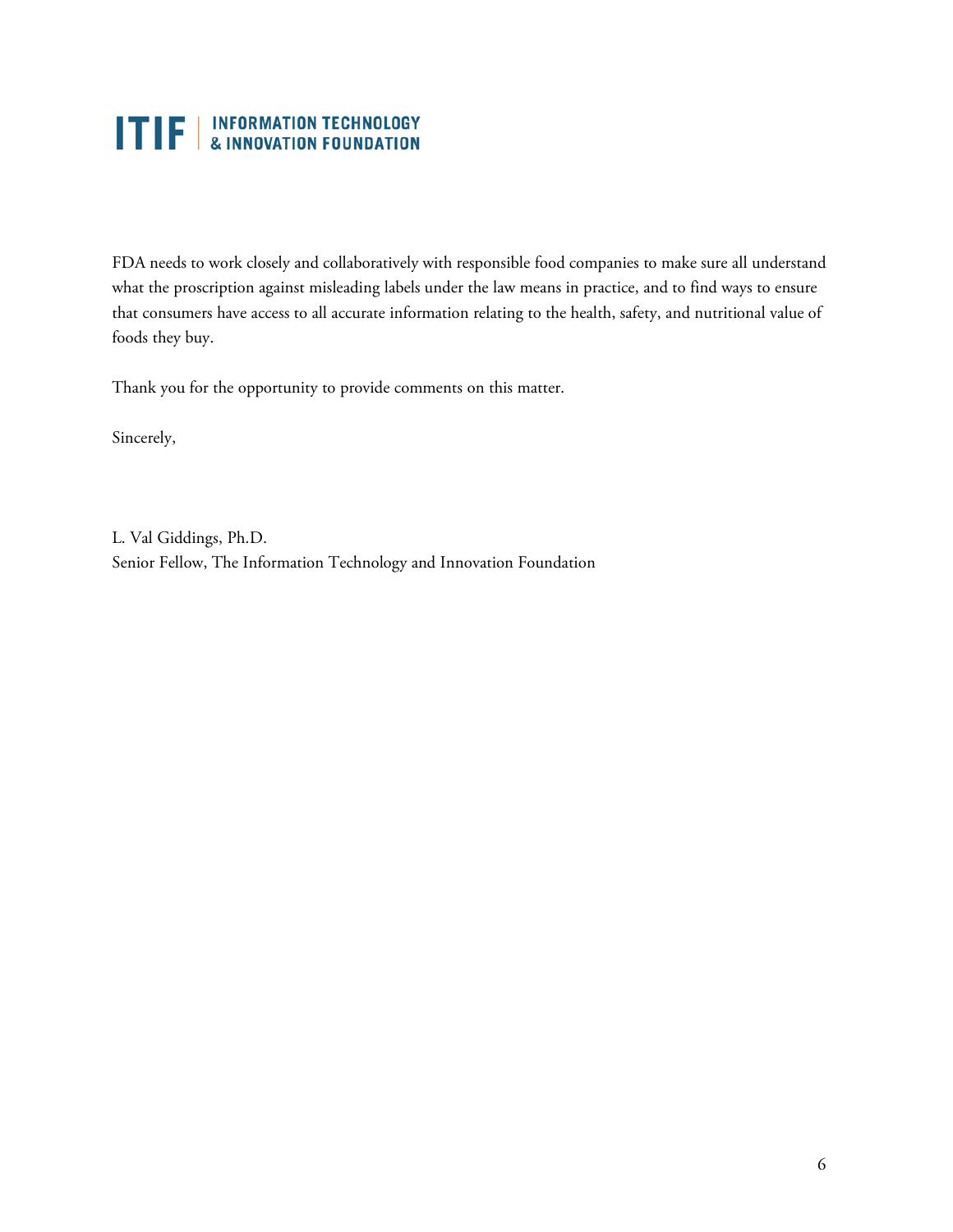FDA needs to work closely and collaboratively with responsible food companies to make sure all understand what the proscription against misleading labels under the law means in practice, and to find ways to ensure that consumers have access to all accurate information relating to the health, safety, and nutritional value of foods they buy.

Thank you for the opportunity to provide comments on this matter.

Sincerely,

L. Val Giddings, Ph.D.
Senior Fellow, The Information Technology and Innovation Foundation